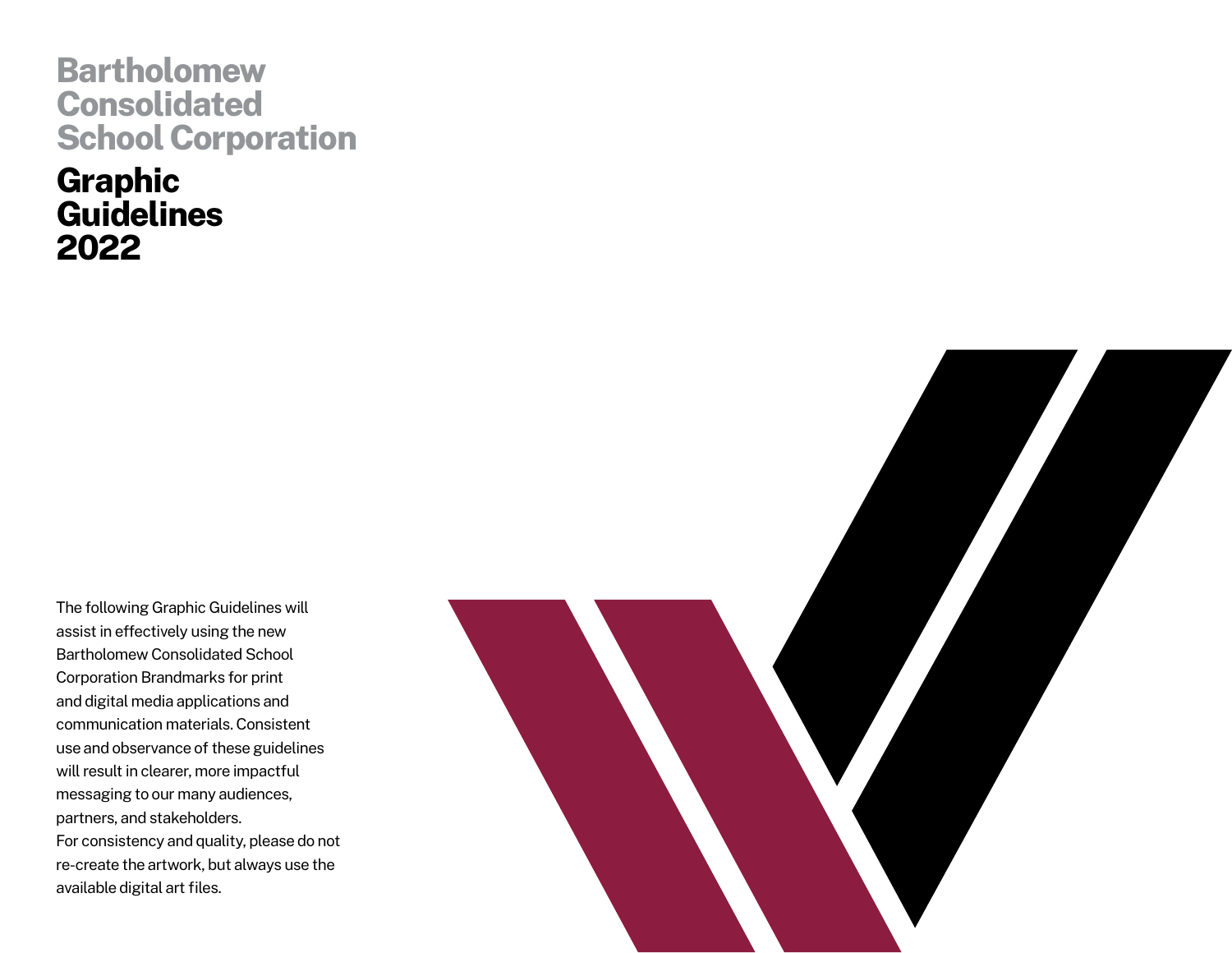# Bartholomew Consolidated School Corporation

# Graphic Guidelines 2022

The following Graphic Guidelines will assist in effectively using the new Bartholomew Consolidated School Corporation Brandmarks for print and digital media applications and communication materials. Consistent use and observance of these guidelines will result in clearer, more impactful messaging to our many audiences, partners, and stakeholders.
For consistency and quality, please do not re-create the artwork, but always use the available digital art files.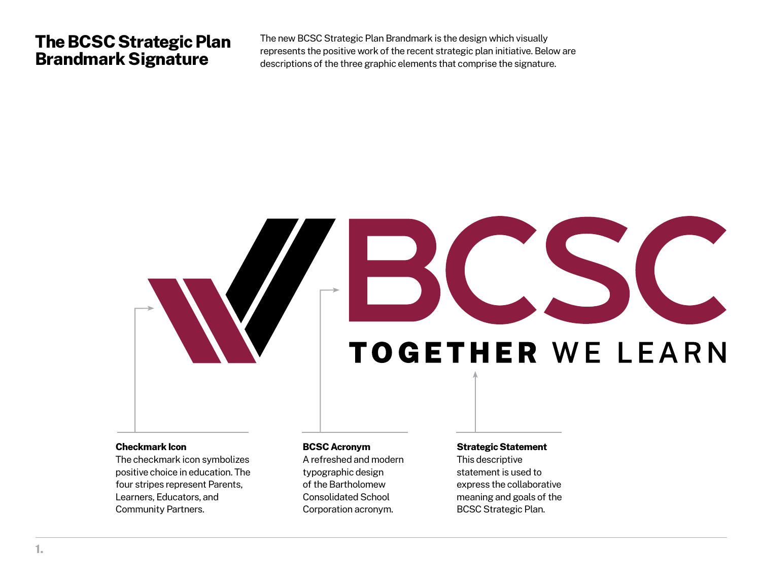# The BCSC Strategic Plan Brandmark Signature

The new BCSC Strategic Plan Brandmark is the design which visually represents the positive work of the recent strategic plan initiative. Below are descriptions of the three graphic elements that comprise the signature.

BCSC

TOGETHER WE LEARN

**Checkmark Icon**
The checkmark icon symbolizes positive choice in education. The four stripes represent Parents, Learners, Educators, and Community Partners.

**BCSC Acronym**
A refreshed and modern typographic design of the Bartholomew Consolidated School Corporation acronym.

**Strategic Statement**
This descriptive statement is used to express the collaborative meaning and goals of the BCSC Strategic Plan.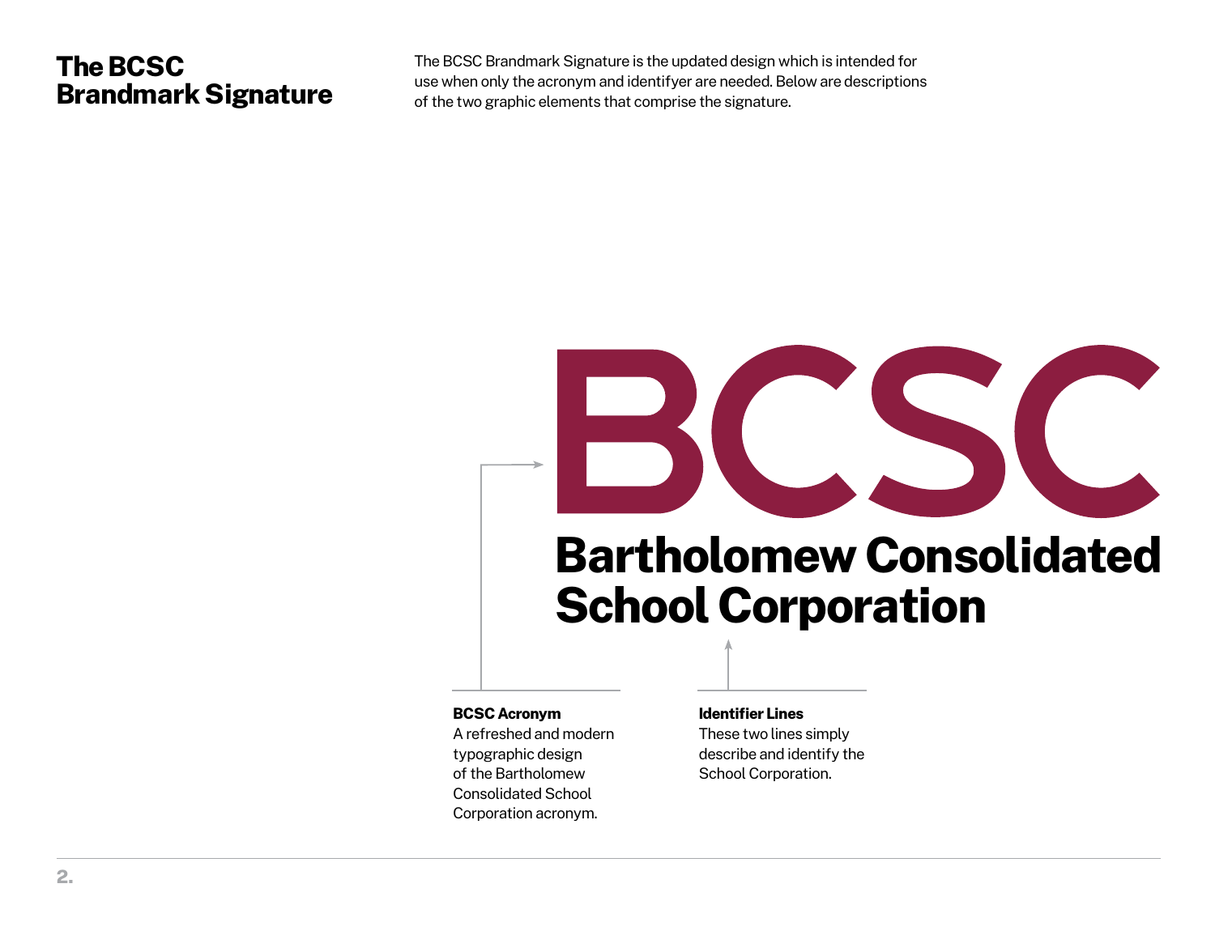# The BCSC Brandmark Signature

The BCSC Brandmark Signature is the updated design which is intended for use when only the acronym and identifyer are needed. Below are descriptions of the two graphic elements that comprise the signature.

BCSC

**Bartholomew Consolidated School Corporation**

**BCSC Acronym**
A refreshed and modern typographic design of the Bartholomew Consolidated School Corporation acronym.

**Identifier Lines**
These two lines simply describe and identify the School Corporation.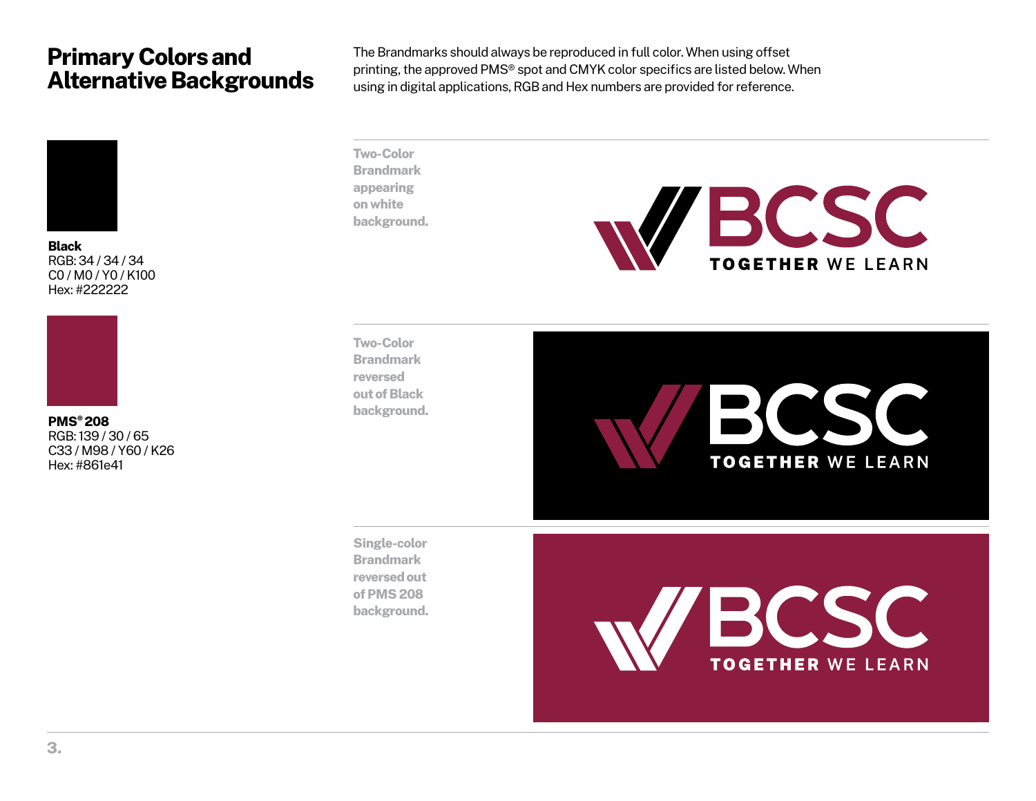# Primary Colors and Alternative Backgrounds

The Brandmarks should always be reproduced in full color. When using offset printing, the approved PMS® spot and CMYK color specifics are listed below. When using in digital applications, RGB and Hex numbers are provided for reference.

**Black**
RGB: 34 / 34 / 34
C0 / M0 / Y0 / K100
Hex: #222222

**PMS® 208**
RGB: 139 / 30 / 65
C33 / M98 / Y60 / K26
Hex: #861e41

**Two-Color Brandmark appearing on white background.**

BCSC
TOGETHER WE LEARN

**Two-Color Brandmark reversed out of Black background.**

BCSC
TOGETHER WE LEARN

**Single-color Brandmark reversed out of PMS 208 background.**

BCSC
TOGETHER WE LEARN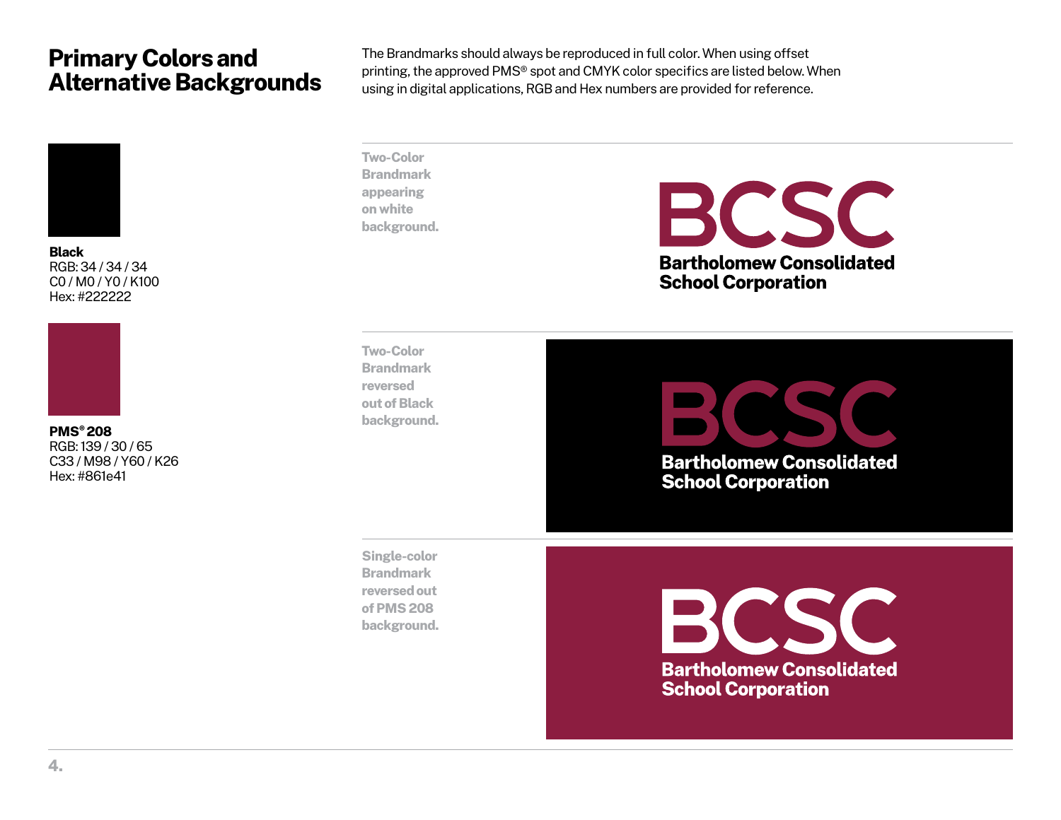# Primary Colors and Alternative Backgrounds

The Brandmarks should always be reproduced in full color. When using offset printing, the approved PMS® spot and CMYK color specifics are listed below. When using in digital applications, RGB and Hex numbers are provided for reference.

**Black**
RGB: 34 / 34 / 34
C0 / M0 / Y0 / K100
Hex: #222222

**PMS® 208**
RGB: 139 / 30 / 65
C33 / M98 / Y60 / K26
Hex: #861e41

**Two-Color Brandmark appearing on white background.**

BCSC
Bartholomew Consolidated School Corporation

**Two-Color Brandmark reversed out of Black background.**

BCSC
Bartholomew Consolidated School Corporation

**Single-color Brandmark reversed out of PMS 208 background.**

BCSC
Bartholomew Consolidated School Corporation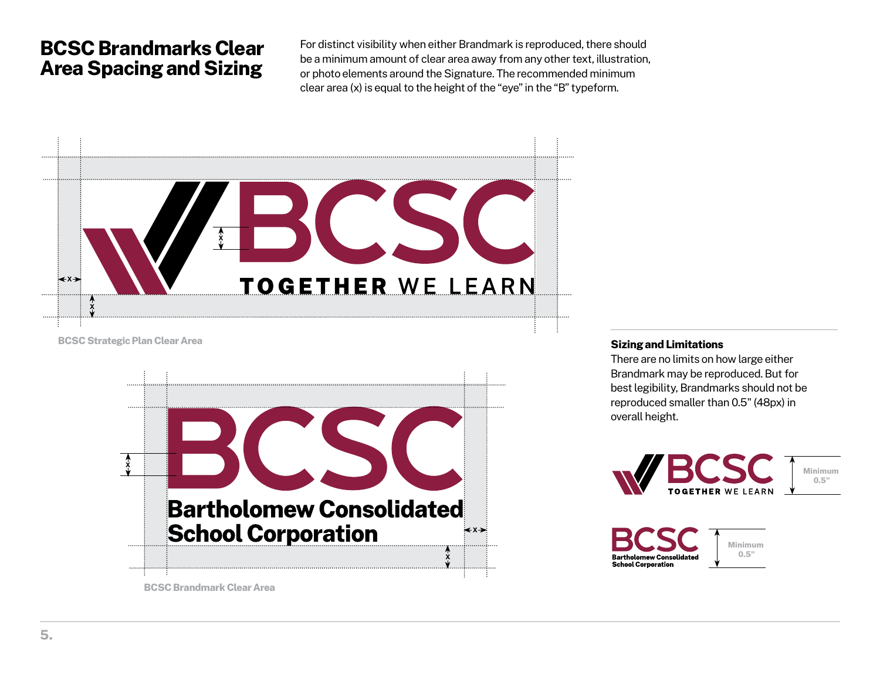# BCSC Brandmarks Clear Area Spacing and Sizing

For distinct visibility when either Brandmark is reproduced, there should be a minimum amount of clear area away from any other text, illustration, or photo elements around the Signature. The recommended minimum clear area (x) is equal to the height of the "eye" in the "B" typeform.

BCSC Strategic Plan Clear Area

BCSC Brandmark Clear Area

### Sizing and Limitations

There are no limits on how large either Brandmark may be reproduced. But for best legibility, Brandmarks should not be reproduced smaller than 0.5" (48px) in overall height.

Minimum 0.5"

Minimum 0.5"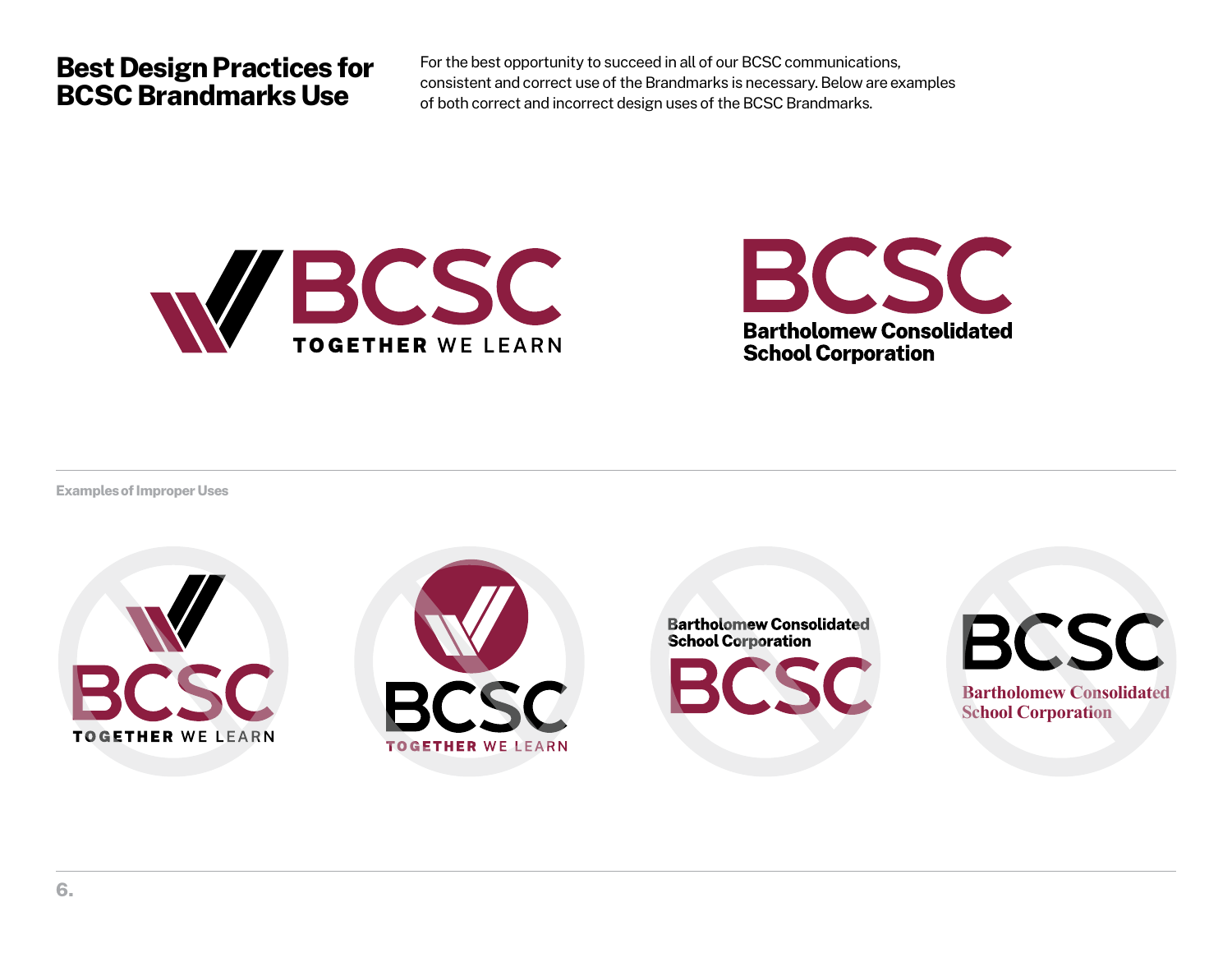# Best Design Practices for BCSC Brandmarks Use

For the best opportunity to succeed in all of our BCSC communications, consistent and correct use of the Brandmarks is necessary. Below are examples of both correct and incorrect design uses of the BCSC Brandmarks.

BCSC
TOGETHER WE LEARN

BCSC
Bartholomew Consolidated School Corporation

Examples of Improper Uses

BCSC
TOGETHER WE LEARN

BCSC
TOGETHER WE LEARN

Bartholomew Consolidated School Corporation
BCSC

BCSC
Bartholomew Consolidated School Corporation